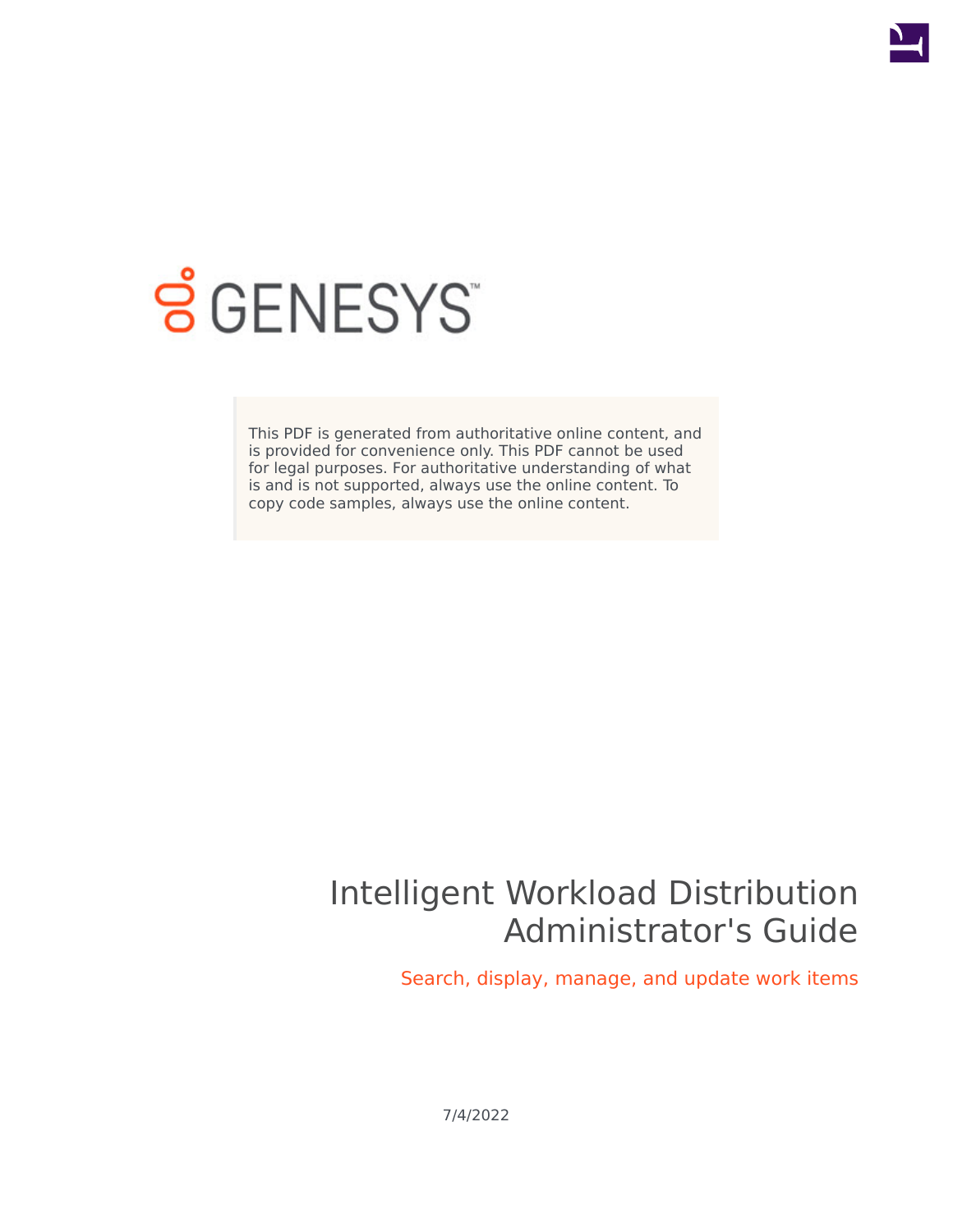GENESYS

This PDF is generated from authoritative online content, and is provided for convenience only. This PDF cannot be used for legal purposes. For authoritative understanding of what is and is not supported, always use the online content. To copy code samples, always use the online content.

# Intelligent Workload Distribution Administrator's Guide

## Search, display, manage, and update work items

7/4/2022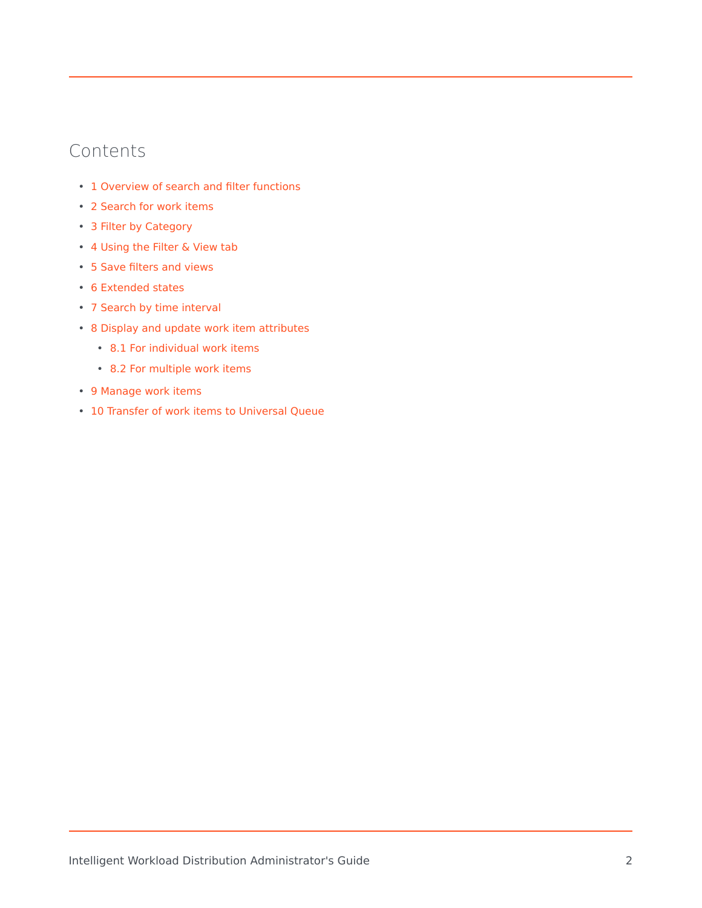# Contents

- 1 Overview of search and filter functions
- 2 Search for work items
- 3 Filter by Category
- 4 Using the Filter & View tab
- 5 Save filters and views
- 6 Extended states
- 7 Search by time interval
- 8 Display and update work item attributes
  - 8.1 For individual work items
  - 8.2 For multiple work items
- 9 Manage work items
- 10 Transfer of work items to Universal Queue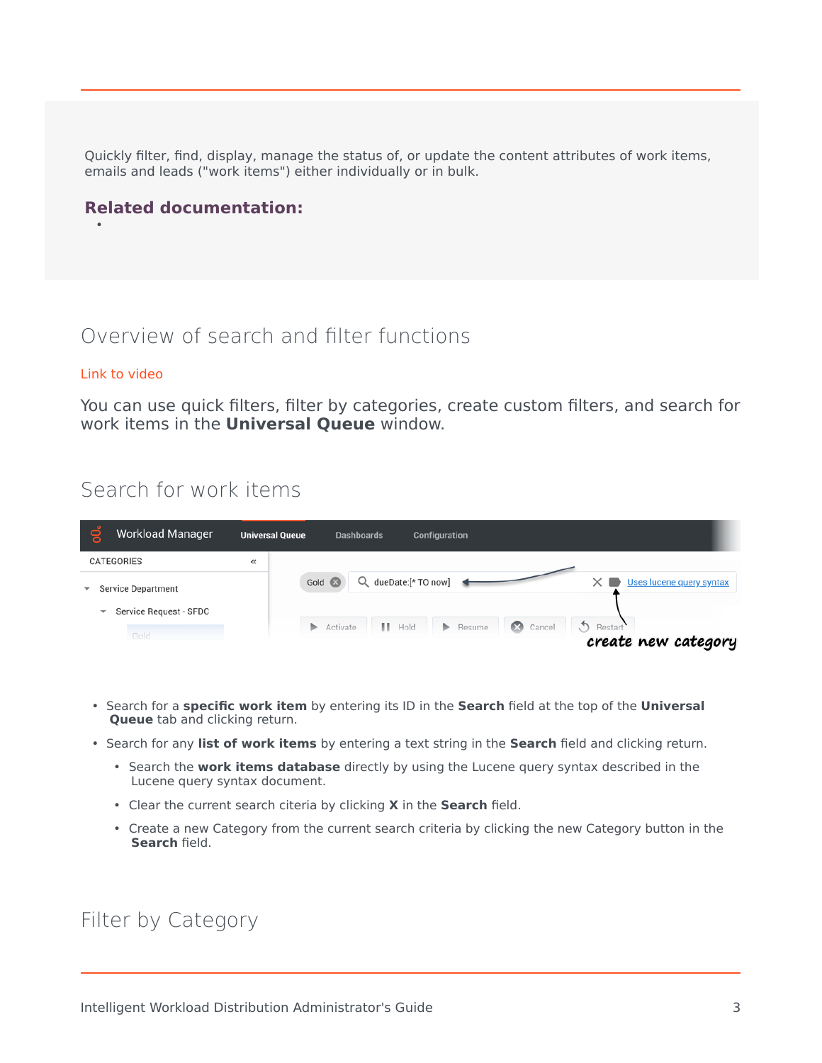Quickly filter, find, display, manage the status of, or update the content attributes of work items, emails and leads ("work items") either individually or in bulk.

**Related documentation:**

- 

## Overview of search and filter functions

Link to video

You can use quick filters, filter by categories, create custom filters, and search for work items in the **Universal Queue** window.

## Search for work items

- Search for a **specific work item** by entering its ID in the **Search** field at the top of the **Universal Queue** tab and clicking return.
- Search for any **list of work items** by entering a text string in the **Search** field and clicking return.
  - Search the **work items database** directly by using the Lucene query syntax described in the Lucene query syntax document.
  - Clear the current search citeria by clicking **X** in the **Search** field.
  - Create a new Category from the current search criteria by clicking the new Category button in the **Search** field.

## Filter by Category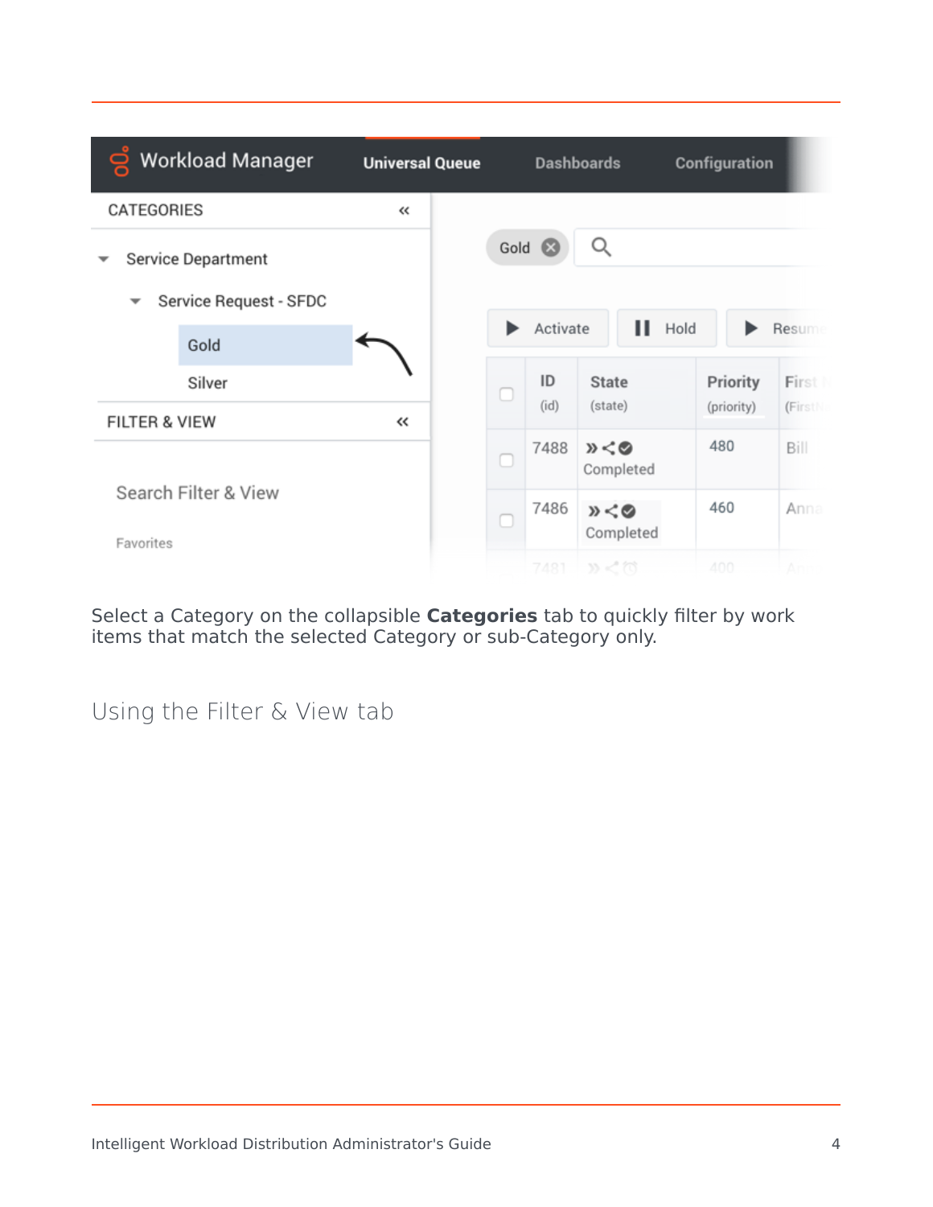Select a Category on the collapsible **Categories** tab to quickly filter by work items that match the selected Category or sub-Category only.

## Using the Filter & View tab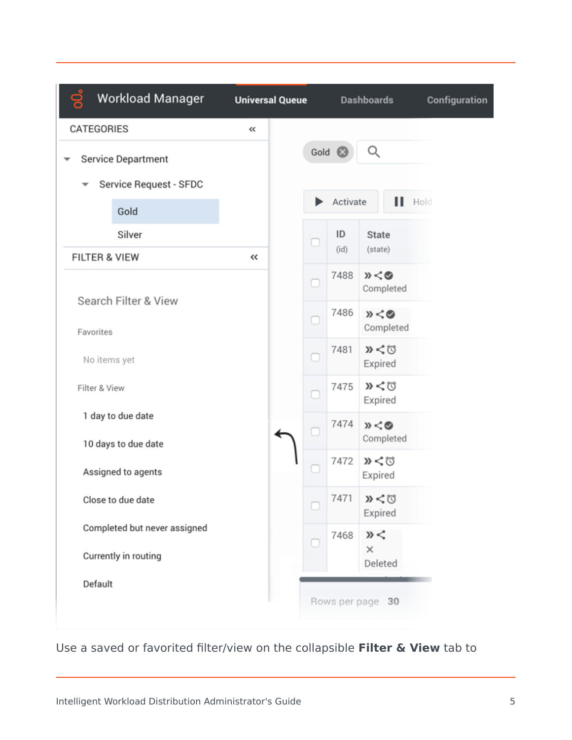Use a saved or favorited filter/view on the collapsible **Filter & View** tab to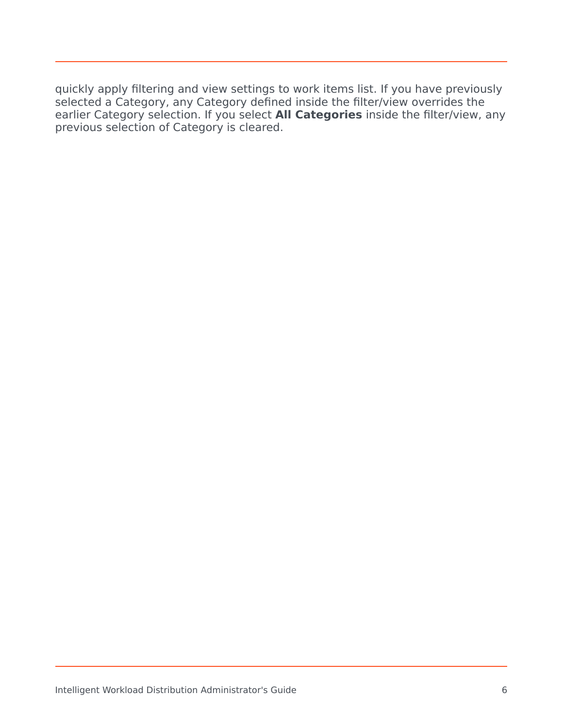quickly apply filtering and view settings to work items list. If you have previously selected a Category, any Category defined inside the filter/view overrides the earlier Category selection. If you select **All Categories** inside the filter/view, any previous selection of Category is cleared.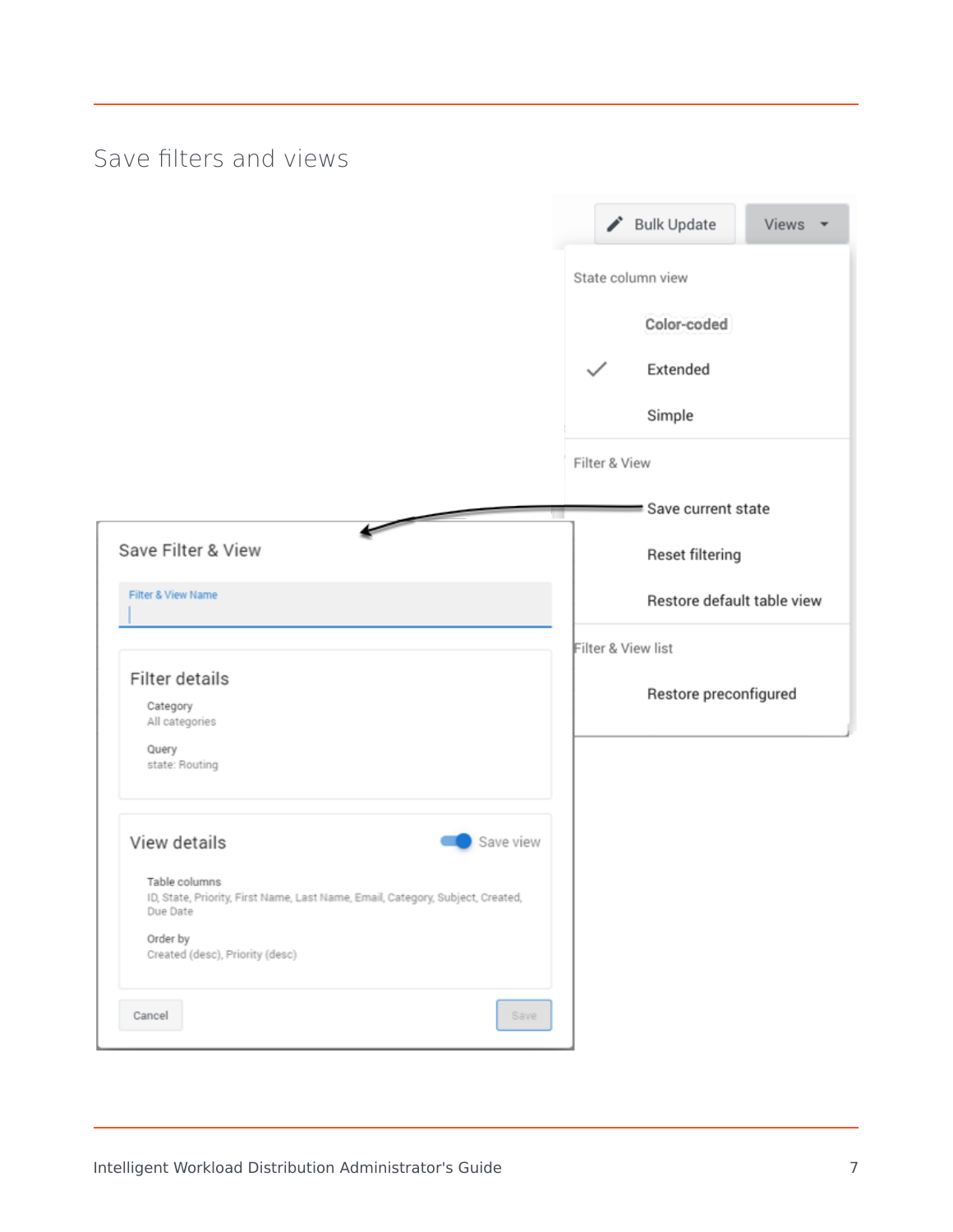## Save filters and views

Bulk Update

Views

State column view

Color-coded

Extended

Simple

Filter & View

Save current state

Reset filtering

Restore default table view

Filter & View list

Restore preconfigured

Save Filter & View

Filter & View Name

Filter details

Category
All categories

Query
state: Routing

View details

Save view

Table columns
ID, State, Priority, First Name, Last Name, Email, Category, Subject, Created, Due Date

Order by
Created (desc), Priority (desc)

Cancel

Save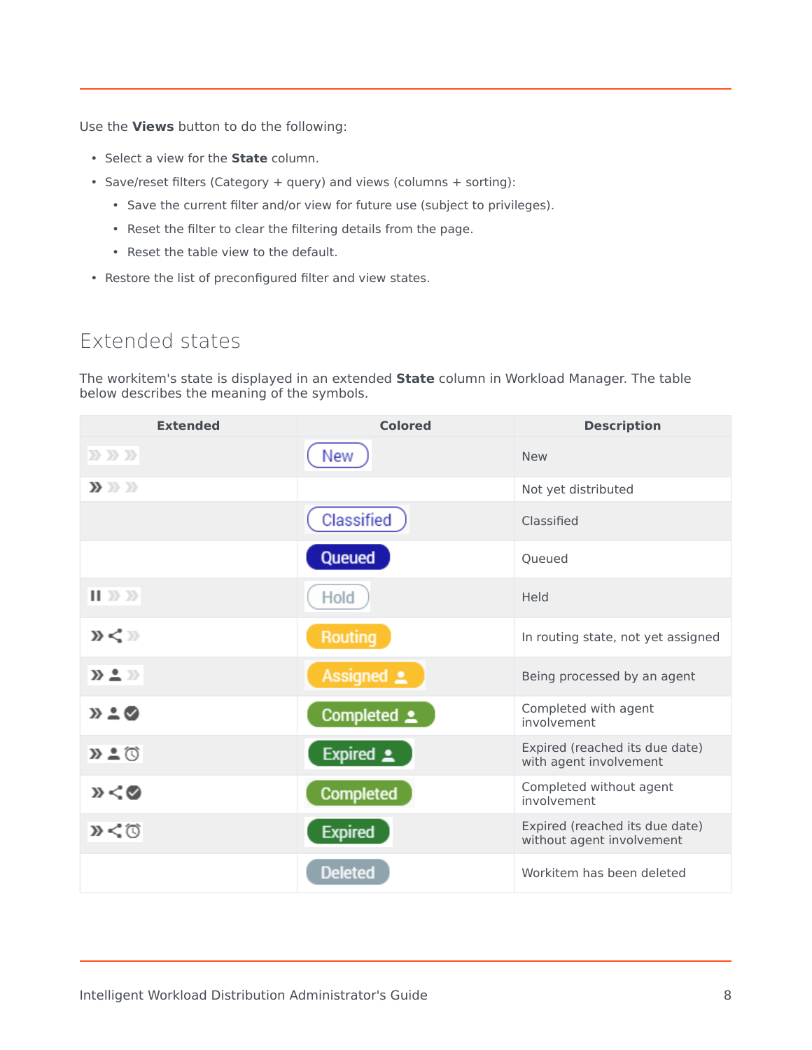Use the **Views** button to do the following:

- Select a view for the **State** column.
- Save/reset filters (Category + query) and views (columns + sorting):
  - Save the current filter and/or view for future use (subject to privileges).
  - Reset the filter to clear the filtering details from the page.
  - Reset the table view to the default.
- Restore the list of preconfigured filter and view states.

## Extended states

The workitem's state is displayed in an extended **State** column in Workload Manager. The table below describes the meaning of the symbols.

| Extended | Colored | Description |
|---|---|---|
| | New | New |
| | | Not yet distributed |
| | Classified | Classified |
| | Queued | Queued |
| | Hold | Held |
| | Routing | In routing state, not yet assigned |
| | Assigned | Being processed by an agent |
| | Completed | Completed with agent involvement |
| | Expired | Expired (reached its due date) with agent involvement |
| | Completed | Completed without agent involvement |
| | Expired | Expired (reached its due date) without agent involvement |
| | Deleted | Workitem has been deleted |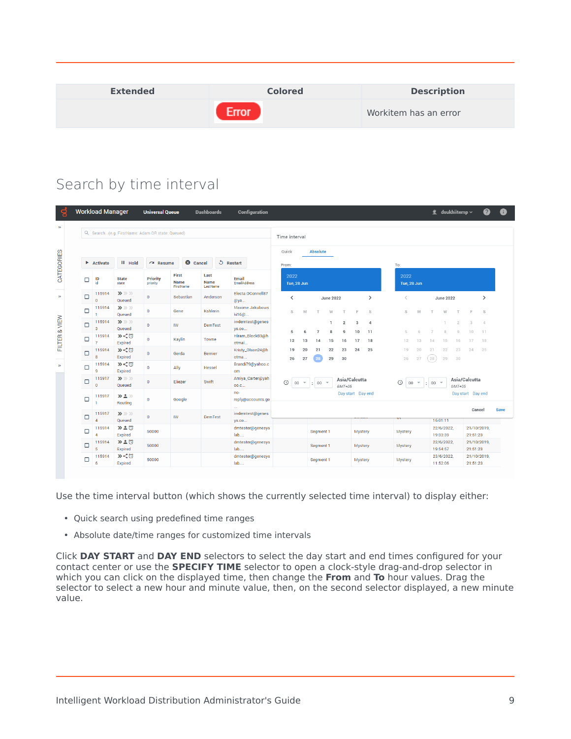| Extended | Colored | Description |
| --- | --- | --- |
| | Error | Workitem has an error |

## Search by time interval

Use the time interval button (which shows the currently selected time interval) to display either:

- Quick search using predefined time ranges
- Absolute date/time ranges for customized time intervals

Click **DAY START** and **DAY END** selectors to select the day start and end times configured for your contact center or use the **SPECIFY TIME** selector to open a clock-style drag-and-drop selector in which you can click on the displayed time, then change the **From** and **To** hour values. Drag the selector to select a new hour and minute value, then, on the second selector displayed, a new minute value.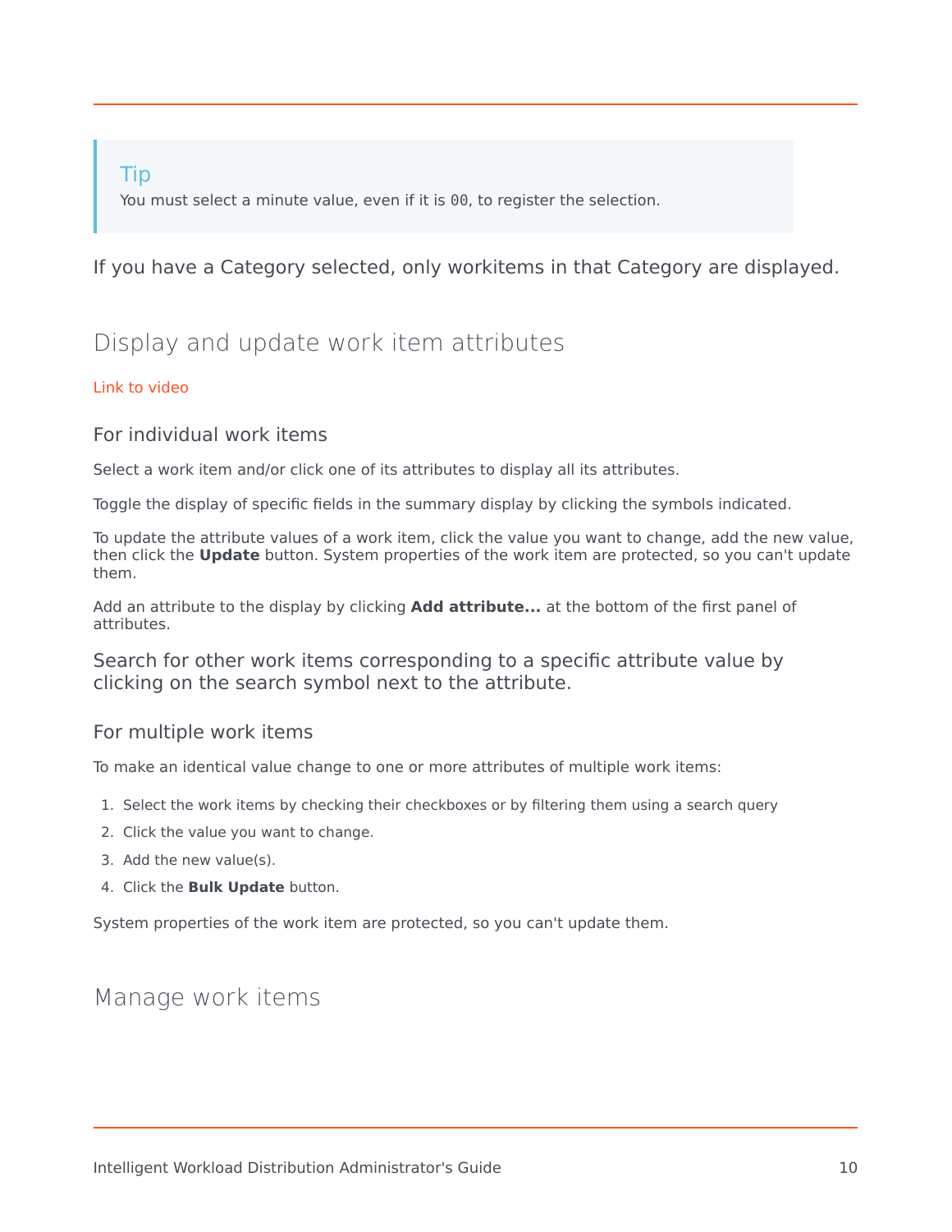**Tip**

You must select a minute value, even if it is `00`, to register the selection.

If you have a Category selected, only workitems in that Category are displayed.

## Display and update work item attributes

Link to video

### For individual work items

Select a work item and/or click one of its attributes to display all its attributes.

Toggle the display of specific fields in the summary display by clicking the symbols indicated.

To update the attribute values of a work item, click the value you want to change, add the new value, then click the **Update** button. System properties of the work item are protected, so you can't update them.

Add an attribute to the display by clicking **Add attribute...** at the bottom of the first panel of attributes.

Search for other work items corresponding to a specific attribute value by clicking on the search symbol next to the attribute.

### For multiple work items

To make an identical value change to one or more attributes of multiple work items:

1. Select the work items by checking their checkboxes or by filtering them using a search query
2. Click the value you want to change.
3. Add the new value(s).
4. Click the **Bulk Update** button.

System properties of the work item are protected, so you can't update them.

## Manage work items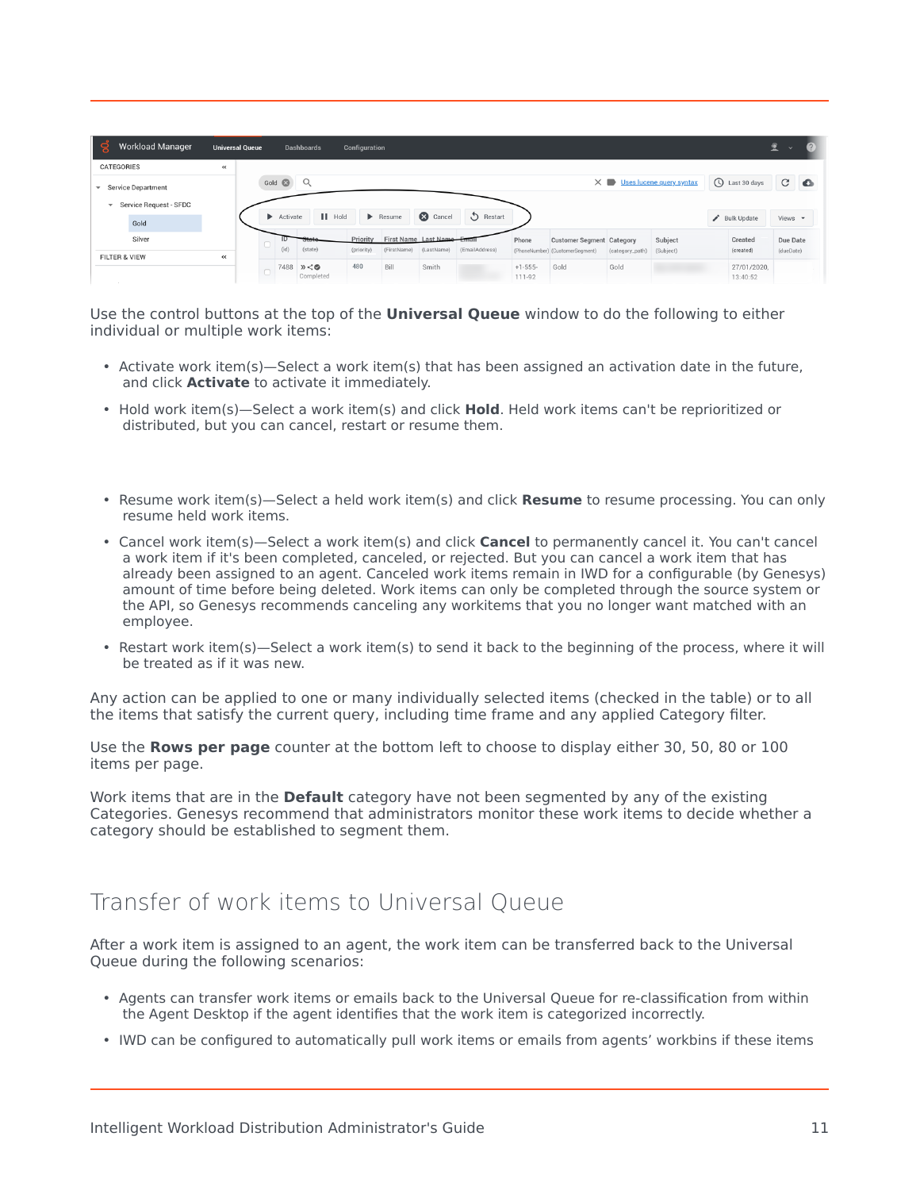Use the control buttons at the top of the **Universal Queue** window to do the following to either individual or multiple work items:

- Activate work item(s)—Select a work item(s) that has been assigned an activation date in the future, and click **Activate** to activate it immediately.
- Hold work item(s)—Select a work item(s) and click **Hold**. Held work items can't be reprioritized or distributed, but you can cancel, restart or resume them.
- Resume work item(s)—Select a held work item(s) and click **Resume** to resume processing. You can only resume held work items.
- Cancel work item(s)—Select a work item(s) and click **Cancel** to permanently cancel it. You can't cancel a work item if it's been completed, canceled, or rejected. But you can cancel a work item that has already been assigned to an agent. Canceled work items remain in IWD for a configurable (by Genesys) amount of time before being deleted. Work items can only be completed through the source system or the API, so Genesys recommends canceling any workitems that you no longer want matched with an employee.
- Restart work item(s)—Select a work item(s) to send it back to the beginning of the process, where it will be treated as if it was new.

Any action can be applied to one or many individually selected items (checked in the table) or to all the items that satisfy the current query, including time frame and any applied Category filter.

Use the **Rows per page** counter at the bottom left to choose to display either 30, 50, 80 or 100 items per page.

Work items that are in the **Default** category have not been segmented by any of the existing Categories. Genesys recommend that administrators monitor these work items to decide whether a category should be established to segment them.

## Transfer of work items to Universal Queue

After a work item is assigned to an agent, the work item can be transferred back to the Universal Queue during the following scenarios:

- Agents can transfer work items or emails back to the Universal Queue for re-classification from within the Agent Desktop if the agent identifies that the work item is categorized incorrectly.
- IWD can be configured to automatically pull work items or emails from agents' workbins if these items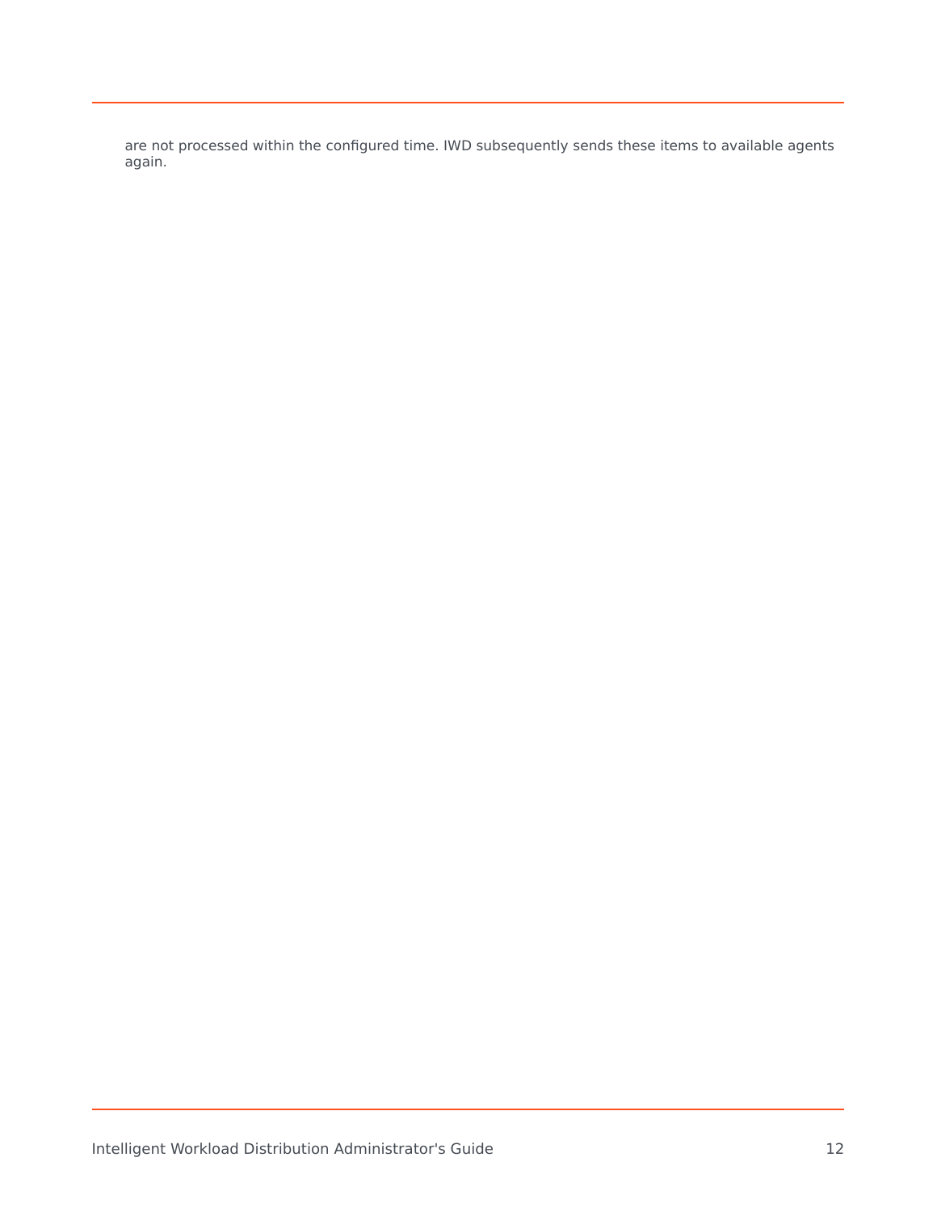are not processed within the configured time. IWD subsequently sends these items to available agents again.